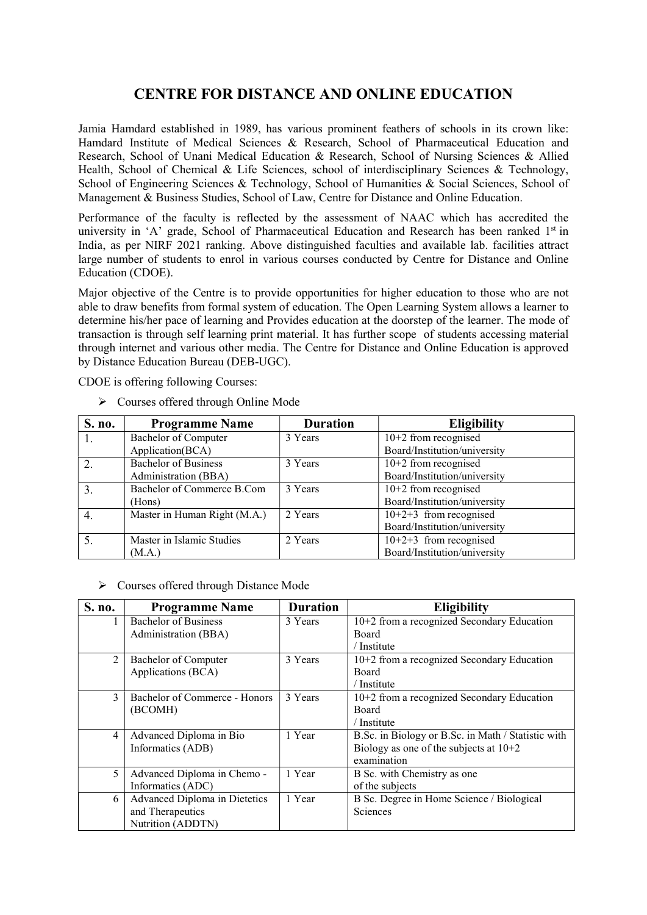# CENTRE FOR DISTANCE AND ONLINE EDUCATION

Jamia Hamdard established in 1989, has various prominent feathers of schools in its crown like: Hamdard Institute of Medical Sciences & Research, School of Pharmaceutical Education and Research, School of Unani Medical Education & Research, School of Nursing Sciences & Allied Health, School of Chemical & Life Sciences, school of interdisciplinary Sciences & Technology, School of Engineering Sciences & Technology, School of Humanities & Social Sciences, School of Management & Business Studies, School of Law, Centre for Distance and Online Education.

Performance of the faculty is reflected by the assessment of NAAC which has accredited the university in 'A' grade, School of Pharmaceutical Education and Research has been ranked 1st in India, as per NIRF 2021 ranking. Above distinguished faculties and available lab. facilities attract large number of students to enrol in various courses conducted by Centre for Distance and Online Education (CDOE).

Major objective of the Centre is to provide opportunities for higher education to those who are not able to draw benefits from formal system of education. The Open Learning System allows a learner to determine his/her pace of learning and Provides education at the doorstep of the learner. The mode of transaction is through self learning print material. It has further scope of students accessing material through internet and various other media. The Centre for Distance and Online Education is approved by Distance Education Bureau (DEB-UGC).

CDOE is offering following Courses:

- Courses offered through Online Mode

| S. no. | Programme Name | Duration | Eligibility |
|---|---|---|---|
| 1. | Bachelor of Computer Application(BCA) | 3 Years | 10+2 from recognised Board/Institution/university |
| 2. | Bachelor of Business Administration (BBA) | 3 Years | 10+2 from recognised Board/Institution/university |
| 3. | Bachelor of Commerce B.Com (Hons) | 3 Years | 10+2 from recognised Board/Institution/university |
| 4. | Master in Human Right (M.A.) | 2 Years | 10+2+3 from recognised Board/Institution/university |
| 5. | Master in Islamic Studies (M.A.) | 2 Years | 10+2+3 from recognised Board/Institution/university |

- Courses offered through Distance Mode

| S. no. | Programme Name | Duration | Eligibility |
|---|---|---|---|
| 1 | Bachelor of Business Administration (BBA) | 3 Years | 10+2 from a recognized Secondary Education Board / Institute |
| 2 | Bachelor of Computer Applications (BCA) | 3 Years | 10+2 from a recognized Secondary Education Board / Institute |
| 3 | Bachelor of Commerce - Honors (BCOMH) | 3 Years | 10+2 from a recognized Secondary Education Board / Institute |
| 4 | Advanced Diploma in Bio Informatics (ADB) | 1 Year | B.Sc. in Biology or B.Sc. in Math / Statistic with Biology as one of the subjects at 10+2 examination |
| 5 | Advanced Diploma in Chemo - Informatics (ADC) | 1 Year | B Sc. with Chemistry as one of the subjects |
| 6 | Advanced Diploma in Dietetics and Therapeutics Nutrition (ADDTN) | 1 Year | B Sc. Degree in Home Science / Biological Sciences |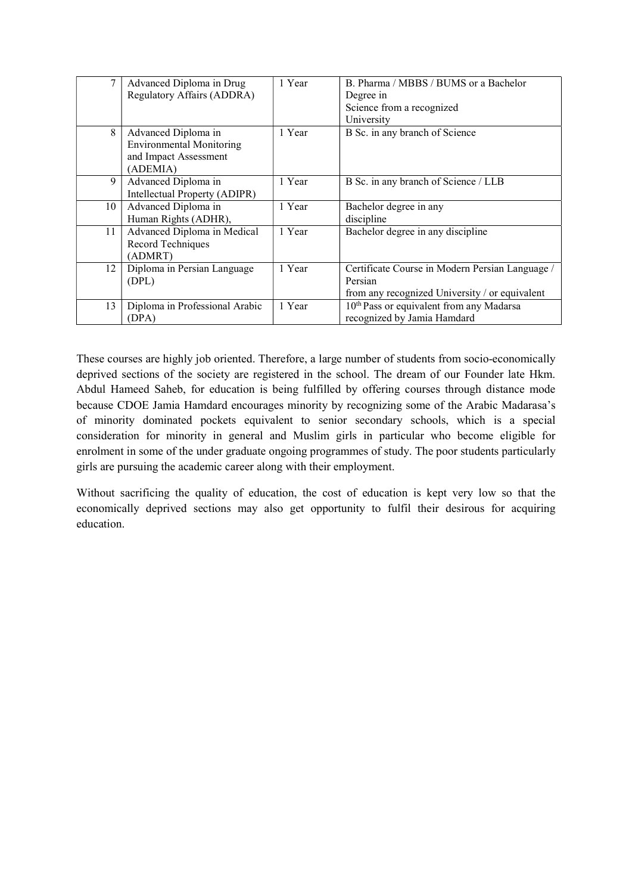| | | | |
|---|---|---|---|
| 7 | Advanced Diploma in Drug Regulatory Affairs (ADDRA) | 1 Year | B. Pharma / MBBS / BUMS or a Bachelor Degree in Science from a recognized University |
| 8 | Advanced Diploma in Environmental Monitoring and Impact Assessment (ADEMIA) | 1 Year | B Sc. in any branch of Science |
| 9 | Advanced Diploma in Intellectual Property (ADIPR) | 1 Year | B Sc. in any branch of Science / LLB |
| 10 | Advanced Diploma in Human Rights (ADHR), | 1 Year | Bachelor degree in any discipline |
| 11 | Advanced Diploma in Medical Record Techniques (ADMRT) | 1 Year | Bachelor degree in any discipline |
| 12 | Diploma in Persian Language (DPL) | 1 Year | Certificate Course in Modern Persian Language / Persian from any recognized University / or equivalent |
| 13 | Diploma in Professional Arabic (DPA) | 1 Year | 10th Pass or equivalent from any Madarsa recognized by Jamia Hamdard |

These courses are highly job oriented. Therefore, a large number of students from socio-economically deprived sections of the society are registered in the school. The dream of our Founder late Hkm. Abdul Hameed Saheb, for education is being fulfilled by offering courses through distance mode because CDOE Jamia Hamdard encourages minority by recognizing some of the Arabic Madarasa's of minority dominated pockets equivalent to senior secondary schools, which is a special consideration for minority in general and Muslim girls in particular who become eligible for enrolment in some of the under graduate ongoing programmes of study. The poor students particularly girls are pursuing the academic career along with their employment.

Without sacrificing the quality of education, the cost of education is kept very low so that the economically deprived sections may also get opportunity to fulfil their desirous for acquiring education.